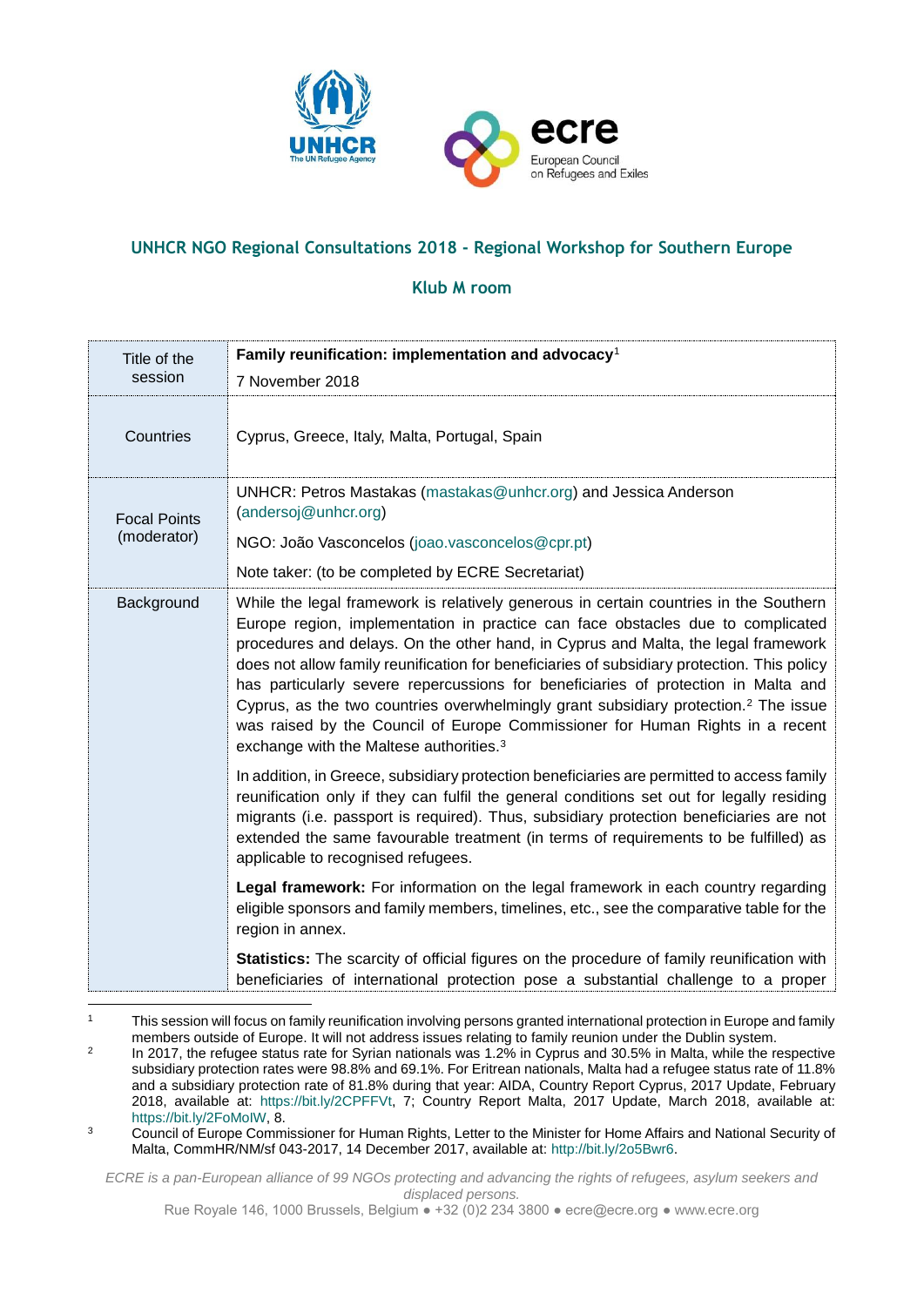## UNHCR NGO Regional Consultations 2018 - Regional Workshop for Southern Europe

### Klub M room

| Title of the session | **Family reunification: implementation and advocacy**[1]<br>7 November 2018 |
|---|---|
| Countries | Cyprus, Greece, Italy, Malta, Portugal, Spain |
| Focal Points (moderator) | UNHCR: Petros Mastakas (mastakas@unhcr.org) and Jessica Anderson (andersoj@unhcr.org)<br>NGO: João Vasconcelos (joao.vasconcelos@cpr.pt)<br>Note taker: (to be completed by ECRE Secretariat) |
| Background | While the legal framework is relatively generous in certain countries in the Southern Europe region, implementation in practice can face obstacles due to complicated procedures and delays. On the other hand, in Cyprus and Malta, the legal framework does not allow family reunification for beneficiaries of subsidiary protection. This policy has particularly severe repercussions for beneficiaries of protection in Malta and Cyprus, as the two countries overwhelmingly grant subsidiary protection.[2] The issue was raised by the Council of Europe Commissioner for Human Rights in a recent exchange with the Maltese authorities.[3]<br><br>In addition, in Greece, subsidiary protection beneficiaries are permitted to access family reunification only if they can fulfil the general conditions set out for legally residing migrants (i.e. passport is required). Thus, subsidiary protection beneficiaries are not extended the same favourable treatment (in terms of requirements to be fulfilled) as applicable to recognised refugees.<br><br>**Legal framework:** For information on the legal framework in each country regarding eligible sponsors and family members, timelines, etc., see the comparative table for the region in annex.<br><br>**Statistics:** The scarcity of official figures on the procedure of family reunification with beneficiaries of international protection pose a substantial challenge to a proper |

[1] This session will focus on family reunification involving persons granted international protection in Europe and family members outside of Europe. It will not address issues relating to family reunion under the Dublin system.

[2] In 2017, the refugee status rate for Syrian nationals was 1.2% in Cyprus and 30.5% in Malta, while the respective subsidiary protection rates were 98.8% and 69.1%. For Eritrean nationals, Malta had a refugee status rate of 11.8% and a subsidiary protection rate of 81.8% during that year: AIDA, Country Report Cyprus, 2017 Update, February 2018, available at: https://bit.ly/2CPFFVt, 7; Country Report Malta, 2017 Update, March 2018, available at: https://bit.ly/2FoMolW, 8.

[3] Council of Europe Commissioner for Human Rights, Letter to the Minister for Home Affairs and National Security of Malta, CommHR/NM/sf 043-2017, 14 December 2017, available at: http://bit.ly/2o5Bwr6.

*ECRE is a pan-European alliance of 99 NGOs protecting and advancing the rights of refugees, asylum seekers and displaced persons.*

Rue Royale 146, 1000 Brussels, Belgium ● +32 (0)2 234 3800 ● ecre@ecre.org ● www.ecre.org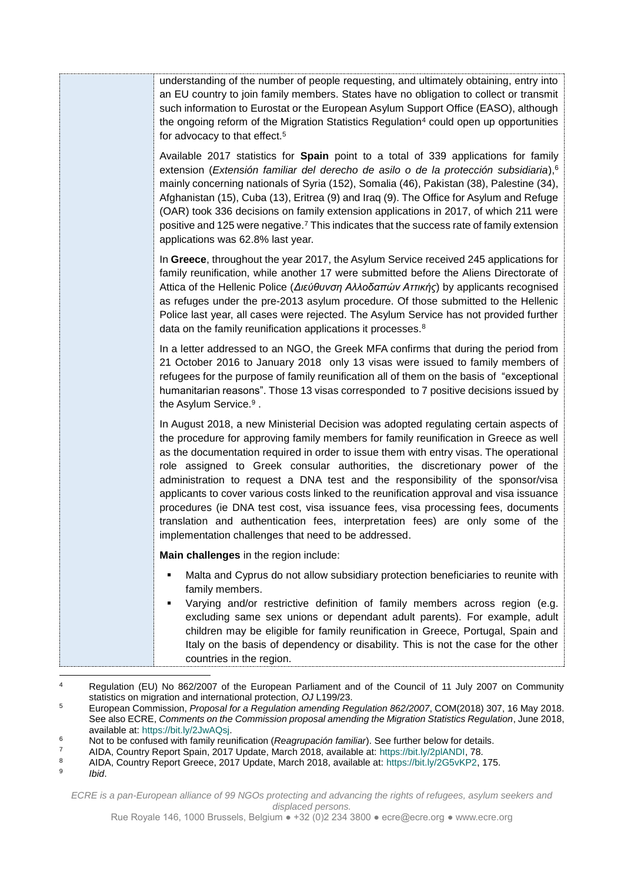understanding of the number of people requesting, and ultimately obtaining, entry into an EU country to join family members. States have no obligation to collect or transmit such information to Eurostat or the European Asylum Support Office (EASO), although the ongoing reform of the Migration Statistics Regulation[4] could open up opportunities for advocacy to that effect.[5]

Available 2017 statistics for **Spain** point to a total of 339 applications for family extension (*Extensión familiar del derecho de asilo o de la protección subsidiaria*),[6] mainly concerning nationals of Syria (152), Somalia (46), Pakistan (38), Palestine (34), Afghanistan (15), Cuba (13), Eritrea (9) and Iraq (9). The Office for Asylum and Refuge (OAR) took 336 decisions on family extension applications in 2017, of which 211 were positive and 125 were negative.[7] This indicates that the success rate of family extension applications was 62.8% last year.

In **Greece**, throughout the year 2017, the Asylum Service received 245 applications for family reunification, while another 17 were submitted before the Aliens Directorate of Attica of the Hellenic Police (*Διεύθυνση Αλλοδαπών Αττικής*) by applicants recognised as refugees under the pre-2013 asylum procedure. Of those submitted to the Hellenic Police last year, all cases were rejected. The Asylum Service has not provided further data on the family reunification applications it processes.[8]

In a letter addressed to an NGO, the Greek MFA confirms that during the period from 21 October 2016 to January 2018 only 13 visas were issued to family members of refugees for the purpose of family reunification all of them on the basis of "exceptional humanitarian reasons". Those 13 visas corresponded to 7 positive decisions issued by the Asylum Service.[9] .

In August 2018, a new Ministerial Decision was adopted regulating certain aspects of the procedure for approving family members for family reunification in Greece as well as the documentation required in order to issue them with entry visas. The operational role assigned to Greek consular authorities, the discretionary power of the administration to request a DNA test and the responsibility of the sponsor/visa applicants to cover various costs linked to the reunification approval and visa issuance procedures (ie DNA test cost, visa issuance fees, visa processing fees, documents translation and authentication fees, interpretation fees) are only some of the implementation challenges that need to be addressed.

**Main challenges** in the region include:

- Malta and Cyprus do not allow subsidiary protection beneficiaries to reunite with family members.
- Varying and/or restrictive definition of family members across region (e.g. excluding same sex unions or dependant adult parents). For example, adult children may be eligible for family reunification in Greece, Portugal, Spain and Italy on the basis of dependency or disability. This is not the case for the other countries in the region.

---

[4] Regulation (EU) No 862/2007 of the European Parliament and of the Council of 11 July 2007 on Community statistics on migration and international protection, *OJ* L199/23.

[5] European Commission, *Proposal for a Regulation amending Regulation 862/2007*, COM(2018) 307, 16 May 2018. See also ECRE, *Comments on the Commission proposal amending the Migration Statistics Regulation*, June 2018, available at: https://bit.ly/2JwAQsj.

[6] Not to be confused with family reunification (*Reagrupación familiar*). See further below for details.

[7] AIDA, Country Report Spain, 2017 Update, March 2018, available at: https://bit.ly/2plANDI, 78.

[8] AIDA, Country Report Greece, 2017 Update, March 2018, available at: https://bit.ly/2G5vKP2, 175.

[9] *Ibid*.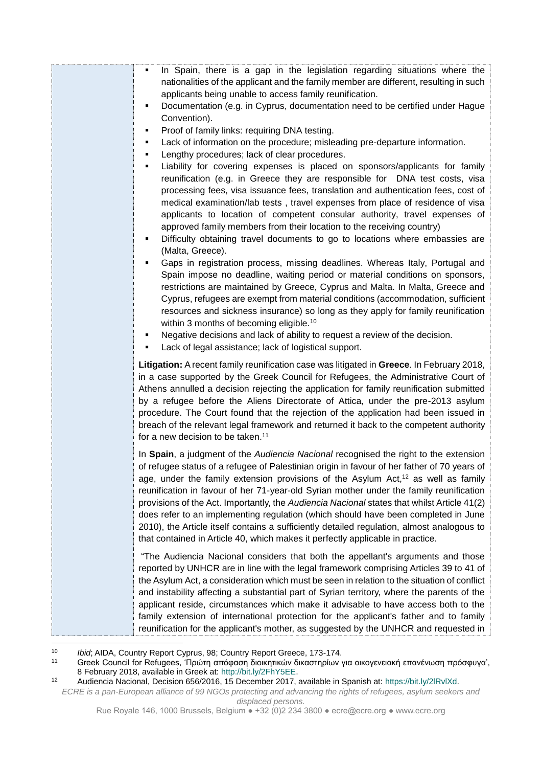- In Spain, there is a gap in the legislation regarding situations where the nationalities of the applicant and the family member are different, resulting in such applicants being unable to access family reunification.
- Documentation (e.g. in Cyprus, documentation need to be certified under Hague Convention).
- Proof of family links: requiring DNA testing.
- Lack of information on the procedure; misleading pre-departure information.
- Lengthy procedures; lack of clear procedures.
- Liability for covering expenses is placed on sponsors/applicants for family reunification (e.g. in Greece they are responsible for DNA test costs, visa processing fees, visa issuance fees, translation and authentication fees, cost of medical examination/lab tests , travel expenses from place of residence of visa applicants to location of competent consular authority, travel expenses of approved family members from their location to the receiving country)
- Difficulty obtaining travel documents to go to locations where embassies are (Malta, Greece).
- Gaps in registration process, missing deadlines. Whereas Italy, Portugal and Spain impose no deadline, waiting period or material conditions on sponsors, restrictions are maintained by Greece, Cyprus and Malta. In Malta, Greece and Cyprus, refugees are exempt from material conditions (accommodation, sufficient resources and sickness insurance) so long as they apply for family reunification within 3 months of becoming eligible.[10]
- Negative decisions and lack of ability to request a review of the decision.
- Lack of legal assistance; lack of logistical support.

**Litigation:** A recent family reunification case was litigated in **Greece**. In February 2018, in a case supported by the Greek Council for Refugees, the Administrative Court of Athens annulled a decision rejecting the application for family reunification submitted by a refugee before the Aliens Directorate of Attica, under the pre-2013 asylum procedure. The Court found that the rejection of the application had been issued in breach of the relevant legal framework and returned it back to the competent authority for a new decision to be taken.[11]

In **Spain**, a judgment of the *Audiencia Nacional* recognised the right to the extension of refugee status of a refugee of Palestinian origin in favour of her father of 70 years of age, under the family extension provisions of the Asylum Act,[12] as well as family reunification in favour of her 71-year-old Syrian mother under the family reunification provisions of the Act. Importantly, the *Audiencia Nacional* states that whilst Article 41(2) does refer to an implementing regulation (which should have been completed in June 2010), the Article itself contains a sufficiently detailed regulation, almost analogous to that contained in Article 40, which makes it perfectly applicable in practice.

"The Audiencia Nacional considers that both the appellant's arguments and those reported by UNHCR are in line with the legal framework comprising Articles 39 to 41 of the Asylum Act, a consideration which must be seen in relation to the situation of conflict and instability affecting a substantial part of Syrian territory, where the parents of the applicant reside, circumstances which make it advisable to have access both to the family extension of international protection for the applicant's father and to family reunification for the applicant's mother, as suggested by the UNHCR and requested in

---

[10] *Ibid*; AIDA, Country Report Cyprus, 98; Country Report Greece, 173-174.

[11] Greek Council for Refugees, 'Πρώτη απόφαση διοικητικών δικαστηρίων για οικογενειακή επανένωση πρόσφυγα', 8 February 2018, available in Greek at: http://bit.ly/2FhY5EE.

[12] Audiencia Nacional, Decision 656/2016, 15 December 2017, available in Spanish at: https://bit.ly/2lRvlXd.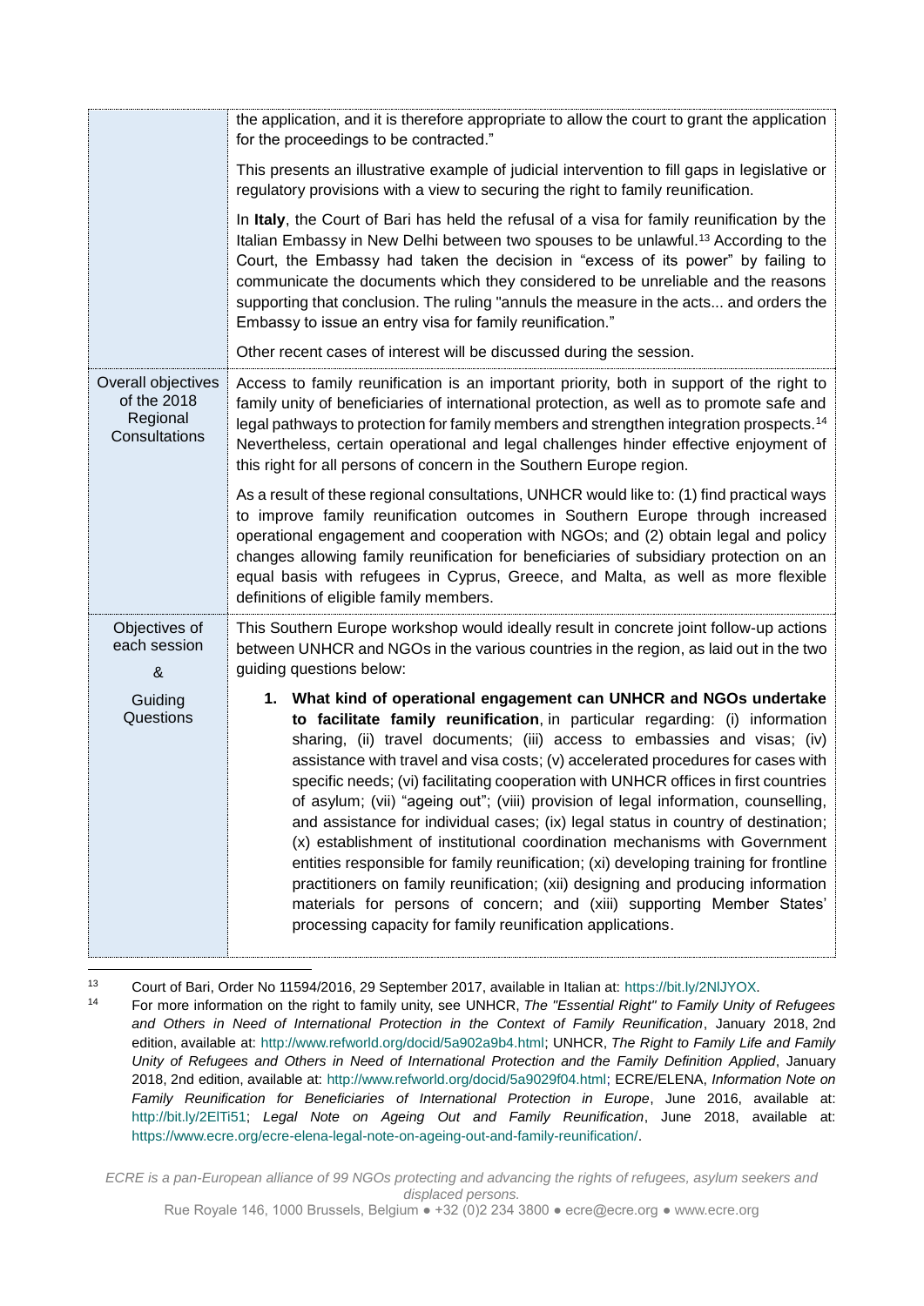| | |
|---|---|
| | the application, and it is therefore appropriate to allow the court to grant the application for the proceedings to be contracted."<br><br>This presents an illustrative example of judicial intervention to fill gaps in legislative or regulatory provisions with a view to securing the right to family reunification.<br><br>In **Italy**, the Court of Bari has held the refusal of a visa for family reunification by the Italian Embassy in New Delhi between two spouses to be unlawful.[13] According to the Court, the Embassy had taken the decision in "excess of its power" by failing to communicate the documents which they considered to be unreliable and the reasons supporting that conclusion. The ruling "annuls the measure in the acts... and orders the Embassy to issue an entry visa for family reunification."<br><br>Other recent cases of interest will be discussed during the session. |
| Overall objectives of the 2018 Regional Consultations | Access to family reunification is an important priority, both in support of the right to family unity of beneficiaries of international protection, as well as to promote safe and legal pathways to protection for family members and strengthen integration prospects.[14] Nevertheless, certain operational and legal challenges hinder effective enjoyment of this right for all persons of concern in the Southern Europe region.<br><br>As a result of these regional consultations, UNHCR would like to: (1) find practical ways to improve family reunification outcomes in Southern Europe through increased operational engagement and cooperation with NGOs; and (2) obtain legal and policy changes allowing family reunification for beneficiaries of subsidiary protection on an equal basis with refugees in Cyprus, Greece, and Malta, as well as more flexible definitions of eligible family members. |
| Objectives of each session<br><br>&<br><br>Guiding Questions | This Southern Europe workshop would ideally result in concrete joint follow-up actions between UNHCR and NGOs in the various countries in the region, as laid out in the two guiding questions below:<br><br>1. **What kind of operational engagement can UNHCR and NGOs undertake to facilitate family reunification**, in particular regarding: (i) information sharing, (ii) travel documents; (iii) access to embassies and visas; (iv) assistance with travel and visa costs; (v) accelerated procedures for cases with specific needs; (vi) facilitating cooperation with UNHCR offices in first countries of asylum; (vii) "ageing out"; (viii) provision of legal information, counselling, and assistance for individual cases; (ix) legal status in country of destination; (x) establishment of institutional coordination mechanisms with Government entities responsible for family reunification; (xi) developing training for frontline practitioners on family reunification; (xii) designing and producing information materials for persons of concern; and (xiii) supporting Member States' processing capacity for family reunification applications. |

[13] Court of Bari, Order No 11594/2016, 29 September 2017, available in Italian at: https://bit.ly/2NlJYOX.

[14] For more information on the right to family unity, see UNHCR, *The "Essential Right" to Family Unity of Refugees and Others in Need of International Protection in the Context of Family Reunification*, January 2018, 2nd edition, available at: http://www.refworld.org/docid/5a902a9b4.html; UNHCR, *The Right to Family Life and Family Unity of Refugees and Others in Need of International Protection and the Family Definition Applied*, January 2018, 2nd edition, available at: http://www.refworld.org/docid/5a9029f04.html; ECRE/ELENA, *Information Note on Family Reunification for Beneficiaries of International Protection in Europe*, June 2016, available at: http://bit.ly/2ElTi51; *Legal Note on Ageing Out and Family Reunification*, June 2018, available at: https://www.ecre.org/ecre-elena-legal-note-on-ageing-out-and-family-reunification/.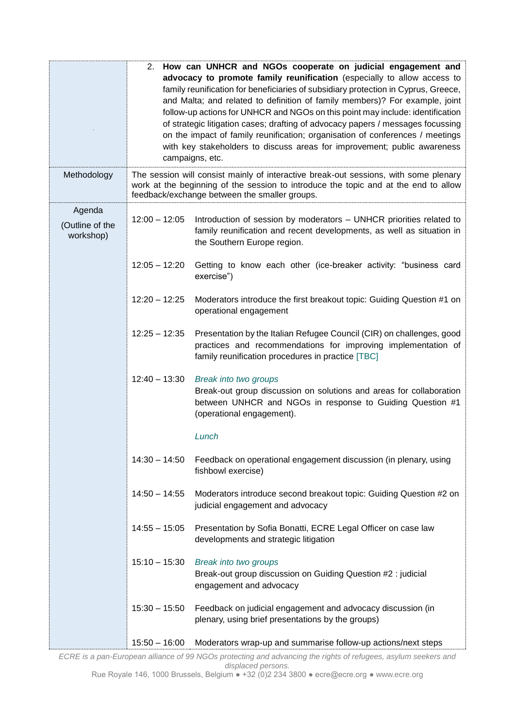| | |
|---|---|
| | 2. **How can UNHCR and NGOs cooperate on judicial engagement and advocacy to promote family reunification** (especially to allow access to family reunification for beneficiaries of subsidiary protection in Cyprus, Greece, and Malta; and related to definition of family members)? For example, joint follow-up actions for UNHCR and NGOs on this point may include: identification of strategic litigation cases; drafting of advocacy papers / messages focussing on the impact of family reunification; organisation of conferences / meetings with key stakeholders to discuss areas for improvement; public awareness campaigns, etc. |
| Methodology | The session will consist mainly of interactive break-out sessions, with some plenary work at the beginning of the session to introduce the topic and at the end to allow feedback/exchange between the smaller groups. |
| Agenda (Outline of the workshop) | 12:00 – 12:05 Introduction of session by moderators – UNHCR priorities related to family reunification and recent developments, as well as situation in the Southern Europe region.<br><br>12:05 – 12:20 Getting to know each other (ice-breaker activity: "business card exercise")<br><br>12:20 – 12:25 Moderators introduce the first breakout topic: Guiding Question #1 on operational engagement<br><br>12:25 – 12:35 Presentation by the Italian Refugee Council (CIR) on challenges, good practices and recommendations for improving implementation of family reunification procedures in practice [TBC]<br><br>12:40 – 13:30 *Break into two groups*<br>Break-out group discussion on solutions and areas for collaboration between UNHCR and NGOs in response to Guiding Question #1 (operational engagement).<br><br>*Lunch*<br><br>14:30 – 14:50 Feedback on operational engagement discussion (in plenary, using fishbowl exercise)<br><br>14:50 – 14:55 Moderators introduce second breakout topic: Guiding Question #2 on judicial engagement and advocacy<br><br>14:55 – 15:05 Presentation by Sofia Bonatti, ECRE Legal Officer on case law developments and strategic litigation<br><br>15:10 – 15:30 *Break into two groups*<br>Break-out group discussion on Guiding Question #2 : judicial engagement and advocacy<br><br>15:30 – 15:50 Feedback on judicial engagement and advocacy discussion (in plenary, using brief presentations by the groups)<br><br>15:50 – 16:00 Moderators wrap-up and summarise follow-up actions/next steps |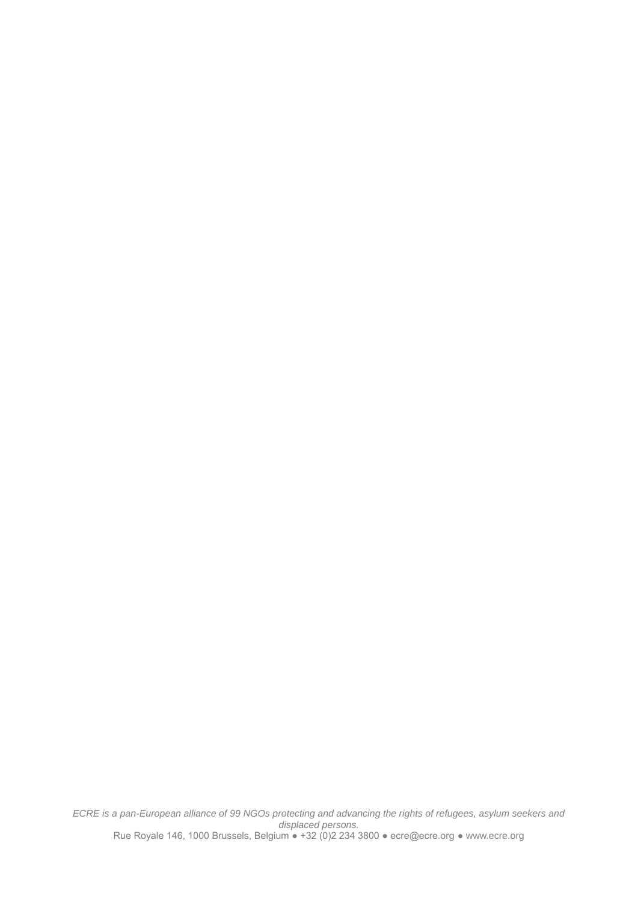*ECRE is a pan-European alliance of 99 NGOs protecting and advancing the rights of refugees, asylum seekers and displaced persons.*

Rue Royale 146, 1000 Brussels, Belgium ● +32 (0)2 234 3800 ● ecre@ecre.org ● www.ecre.org